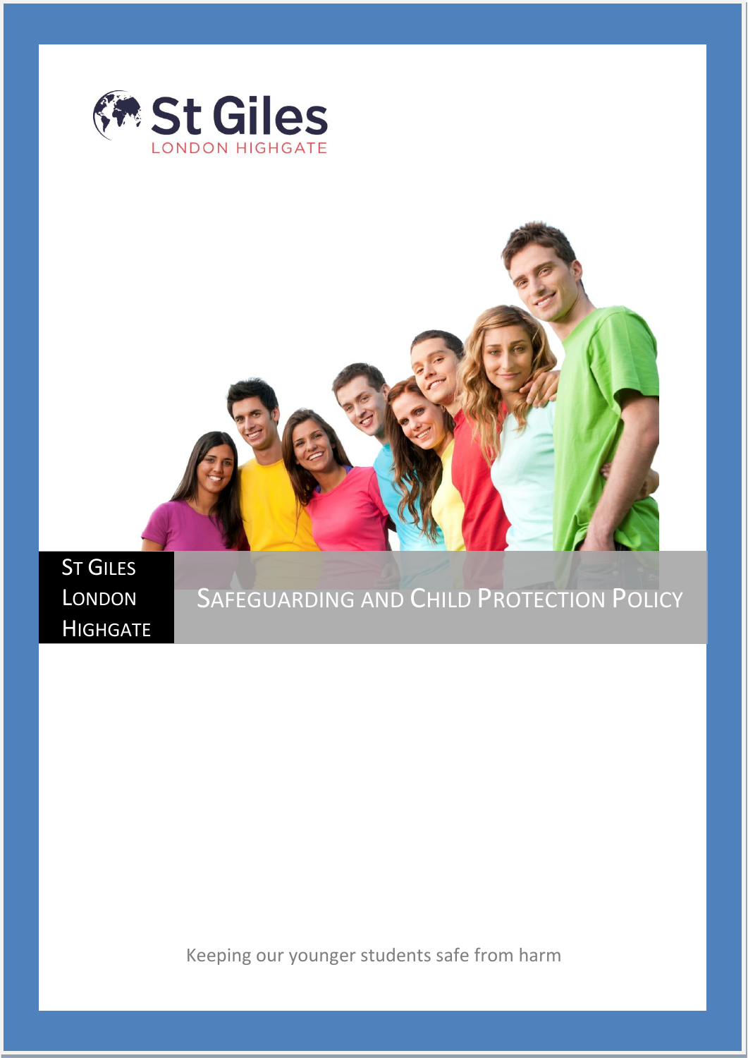St Giles
LONDON HIGHGATE

ST GILES LONDON HIGHGATE

# SAFEGUARDING AND CHILD PROTECTION POLICY

Keeping our younger students safe from harm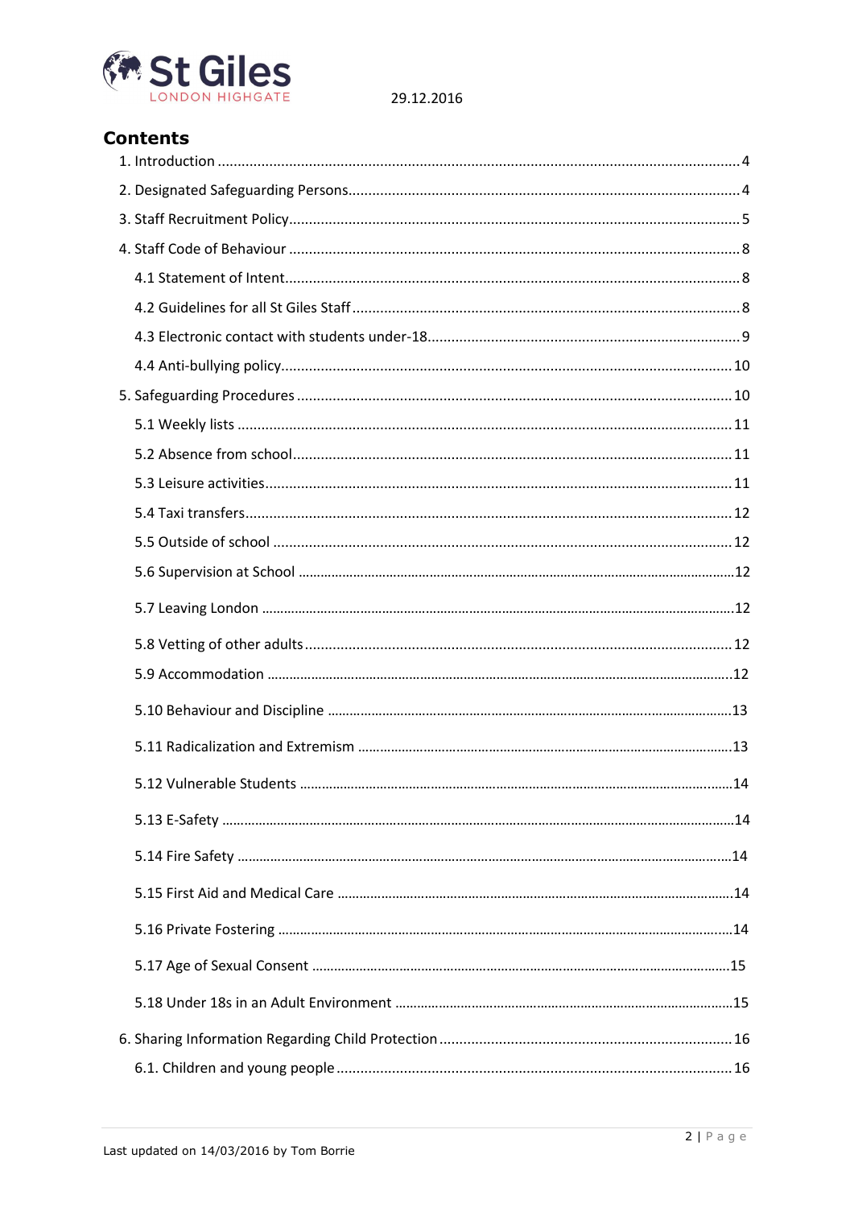29.12.2016

## Contents

1. Introduction ........ 4
2. Designated Safeguarding Persons ........ 4
3. Staff Recruitment Policy ........ 5
4. Staff Code of Behaviour ........ 8
    - 4.1 Statement of Intent ........ 8
    - 4.2 Guidelines for all St Giles Staff ........ 8
    - 4.3 Electronic contact with students under-18 ........ 9
    - 4.4 Anti-bullying policy ........ 10
5. Safeguarding Procedures ........ 10
    - 5.1 Weekly lists ........ 11
    - 5.2 Absence from school ........ 11
    - 5.3 Leisure activities ........ 11
    - 5.4 Taxi transfers ........ 12
    - 5.5 Outside of school ........ 12
    - 5.6 Supervision at School ........ 12
    - 5.7 Leaving London ........ 12
    - 5.8 Vetting of other adults ........ 12
    - 5.9 Accommodation ........ 12
    - 5.10 Behaviour and Discipline ........ 13
    - 5.11 Radicalization and Extremism ........ 13
    - 5.12 Vulnerable Students ........ 14
    - 5.13 E-Safety ........ 14
    - 5.14 Fire Safety ........ 14
    - 5.15 First Aid and Medical Care ........ 14
    - 5.16 Private Fostering ........ 14
    - 5.17 Age of Sexual Consent ........ 15
    - 5.18 Under 18s in an Adult Environment ........ 15
6. Sharing Information Regarding Child Protection ........ 16
    - 6.1. Children and young people ........ 16

Last updated on 14/03/2016 by Tom Borrie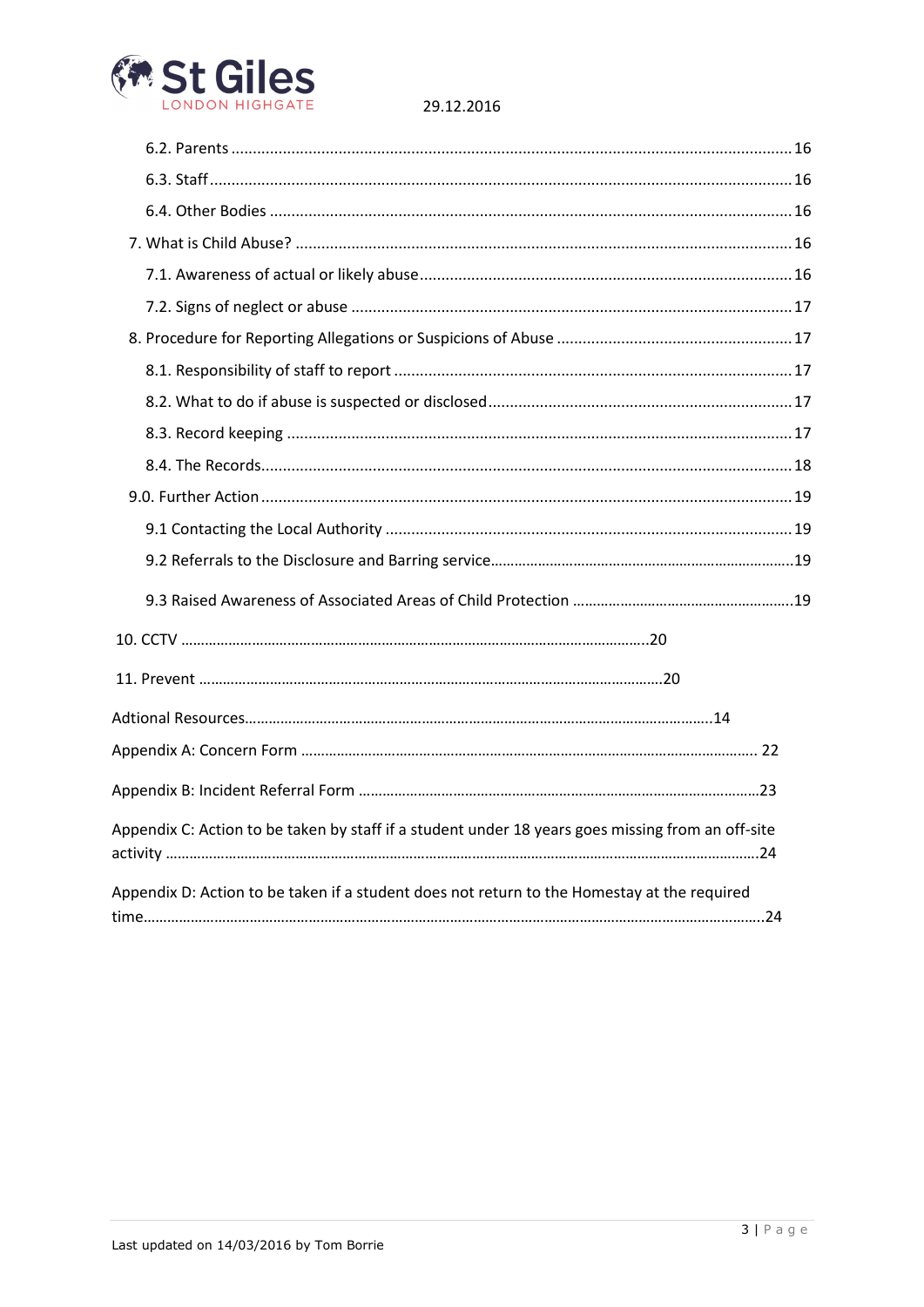6.2. Parents ............................................................................................................................ 16

6.3. Staff ................................................................................................................................ 16

6.4. Other Bodies .................................................................................................................. 16

7. What is Child Abuse? ........................................................................................................ 16

7.1. Awareness of actual or likely abuse ................................................................................ 16

7.2. Signs of neglect or abuse ................................................................................................ 17

8. Procedure for Reporting Allegations or Suspicions of Abuse ............................................. 17

8.1. Responsibility of staff to report ...................................................................................... 17

8.2. What to do if abuse is suspected or disclosed ................................................................ 17

8.3. Record keeping ............................................................................................................... 17

8.4. The Records .................................................................................................................... 18

9.0. Further Action ................................................................................................................... 19

9.1 Contacting the Local Authority ......................................................................................... 19

9.2 Referrals to the Disclosure and Barring service ................................................................ 19

9.3 Raised Awareness of Associated Areas of Child Protection ............................................. 19

10. CCTV ...................................................................................................................... 20

11. Prevent .................................................................................................................... 20

Adtional Resources ......................................................................................................... 14

Appendix A: Concern Form ................................................................................................ 22

Appendix B: Incident Referral Form .................................................................................. 23

Appendix C: Action to be taken by staff if a student under 18 years goes missing from an off-site activity ............................................................................................................................ 24

Appendix D: Action to be taken if a student does not return to the Homestay at the required time .................................................................................................................................. 24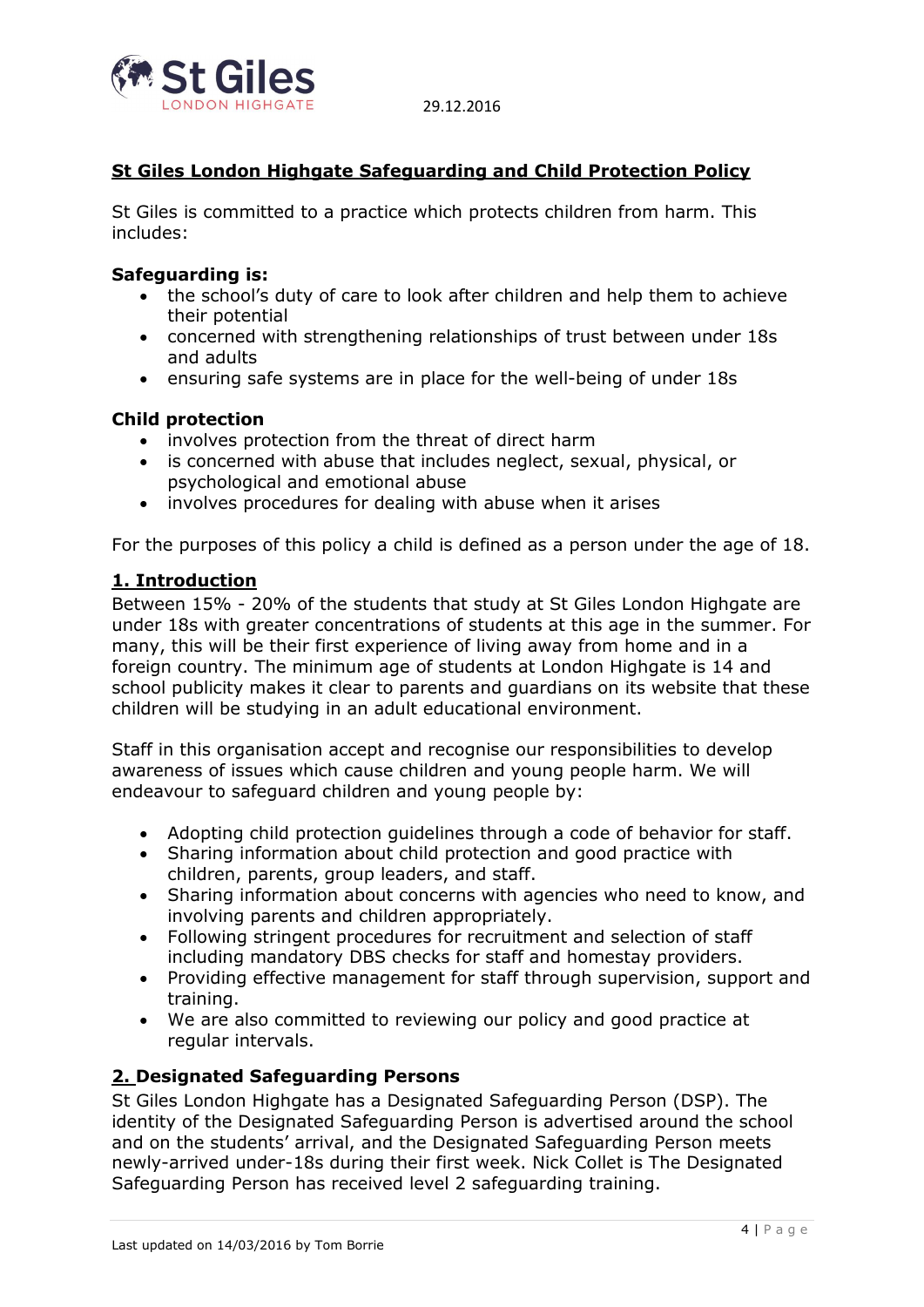29.12.2016

**St Giles London Highgate Safeguarding and Child Protection Policy**

St Giles is committed to a practice which protects children from harm. This includes:

**Safeguarding is:**

- the school's duty of care to look after children and help them to achieve their potential
- concerned with strengthening relationships of trust between under 18s and adults
- ensuring safe systems are in place for the well-being of under 18s

**Child protection**

- involves protection from the threat of direct harm
- is concerned with abuse that includes neglect, sexual, physical, or psychological and emotional abuse
- involves procedures for dealing with abuse when it arises

For the purposes of this policy a child is defined as a person under the age of 18.

## 1. Introduction

Between 15% - 20% of the students that study at St Giles London Highgate are under 18s with greater concentrations of students at this age in the summer. For many, this will be their first experience of living away from home and in a foreign country. The minimum age of students at London Highgate is 14 and school publicity makes it clear to parents and guardians on its website that these children will be studying in an adult educational environment.

Staff in this organisation accept and recognise our responsibilities to develop awareness of issues which cause children and young people harm. We will endeavour to safeguard children and young people by:

- Adopting child protection guidelines through a code of behavior for staff.
- Sharing information about child protection and good practice with children, parents, group leaders, and staff.
- Sharing information about concerns with agencies who need to know, and involving parents and children appropriately.
- Following stringent procedures for recruitment and selection of staff including mandatory DBS checks for staff and homestay providers.
- Providing effective management for staff through supervision, support and training.
- We are also committed to reviewing our policy and good practice at regular intervals.

## 2. Designated Safeguarding Persons

St Giles London Highgate has a Designated Safeguarding Person (DSP). The identity of the Designated Safeguarding Person is advertised around the school and on the students' arrival, and the Designated Safeguarding Person meets newly-arrived under-18s during their first week. Nick Collet is The Designated Safeguarding Person has received level 2 safeguarding training.

Last updated on 14/03/2016 by Tom Borrie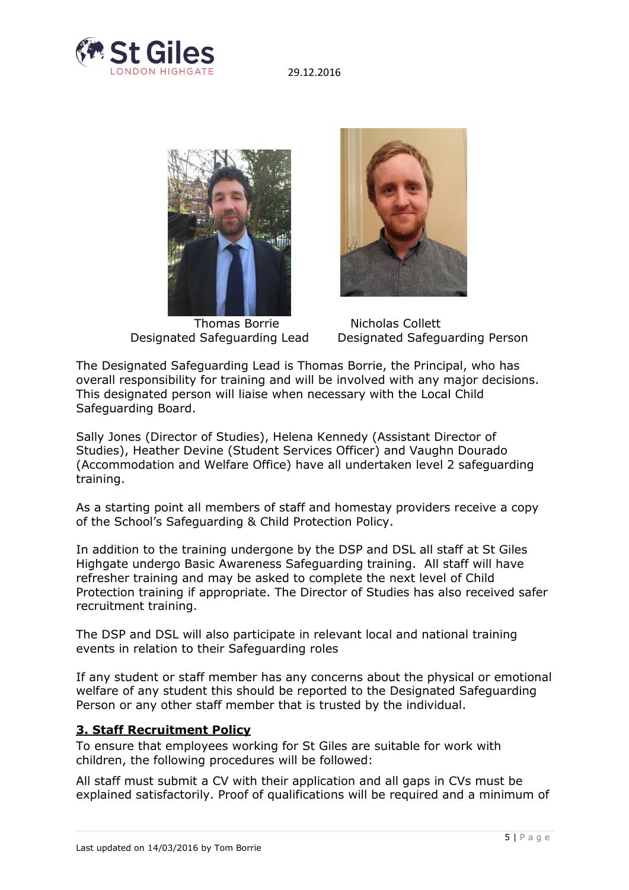Thomas Borrie
Designated Safeguarding Lead

Nicholas Collett
Designated Safeguarding Person

The Designated Safeguarding Lead is Thomas Borrie, the Principal, who has overall responsibility for training and will be involved with any major decisions. This designated person will liaise when necessary with the Local Child Safeguarding Board.

Sally Jones (Director of Studies), Helena Kennedy (Assistant Director of Studies), Heather Devine (Student Services Officer) and Vaughn Dourado (Accommodation and Welfare Office) have all undertaken level 2 safeguarding training.

As a starting point all members of staff and homestay providers receive a copy of the School's Safeguarding & Child Protection Policy.

In addition to the training undergone by the DSP and DSL all staff at St Giles Highgate undergo Basic Awareness Safeguarding training. All staff will have refresher training and may be asked to complete the next level of Child Protection training if appropriate. The Director of Studies has also received safer recruitment training.

The DSP and DSL will also participate in relevant local and national training events in relation to their Safeguarding roles

If any student or staff member has any concerns about the physical or emotional welfare of any student this should be reported to the Designated Safeguarding Person or any other staff member that is trusted by the individual.

## 3. Staff Recruitment Policy

To ensure that employees working for St Giles are suitable for work with children, the following procedures will be followed:

All staff must submit a CV with their application and all gaps in CVs must be explained satisfactorily. Proof of qualifications will be required and a minimum of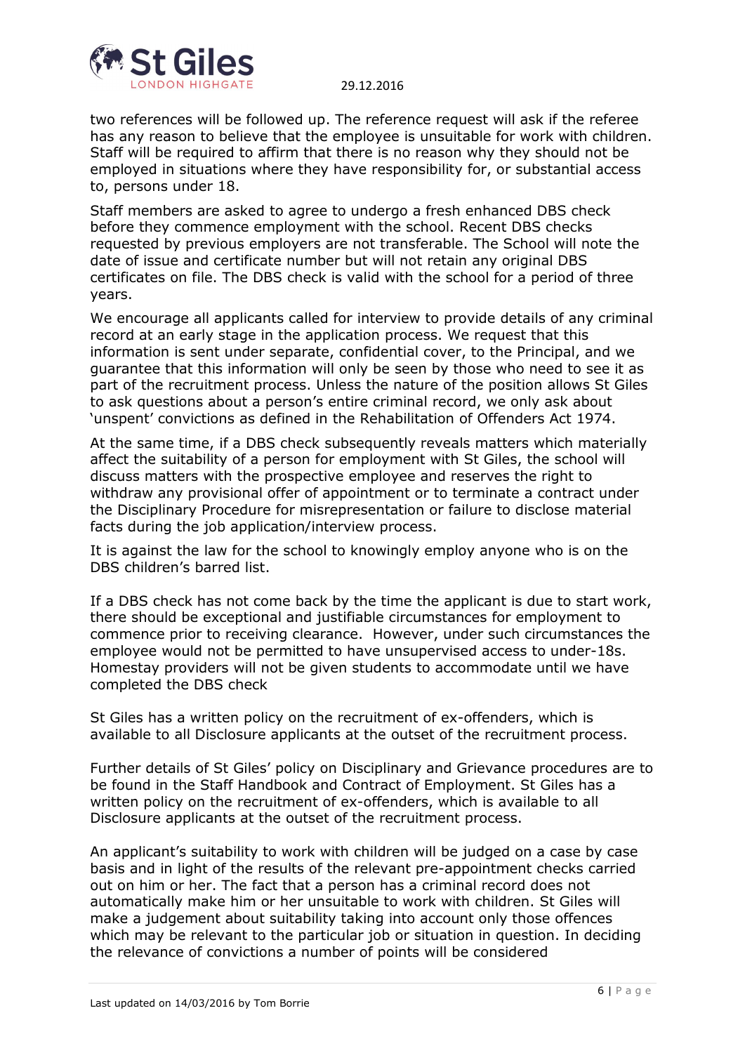two references will be followed up. The reference request will ask if the referee has any reason to believe that the employee is unsuitable for work with children. Staff will be required to affirm that there is no reason why they should not be employed in situations where they have responsibility for, or substantial access to, persons under 18.

Staff members are asked to agree to undergo a fresh enhanced DBS check before they commence employment with the school. Recent DBS checks requested by previous employers are not transferable. The School will note the date of issue and certificate number but will not retain any original DBS certificates on file. The DBS check is valid with the school for a period of three years.

We encourage all applicants called for interview to provide details of any criminal record at an early stage in the application process. We request that this information is sent under separate, confidential cover, to the Principal, and we guarantee that this information will only be seen by those who need to see it as part of the recruitment process. Unless the nature of the position allows St Giles to ask questions about a person's entire criminal record, we only ask about 'unspent' convictions as defined in the Rehabilitation of Offenders Act 1974.

At the same time, if a DBS check subsequently reveals matters which materially affect the suitability of a person for employment with St Giles, the school will discuss matters with the prospective employee and reserves the right to withdraw any provisional offer of appointment or to terminate a contract under the Disciplinary Procedure for misrepresentation or failure to disclose material facts during the job application/interview process.

It is against the law for the school to knowingly employ anyone who is on the DBS children's barred list.

If a DBS check has not come back by the time the applicant is due to start work, there should be exceptional and justifiable circumstances for employment to commence prior to receiving clearance. However, under such circumstances the employee would not be permitted to have unsupervised access to under-18s. Homestay providers will not be given students to accommodate until we have completed the DBS check

St Giles has a written policy on the recruitment of ex-offenders, which is available to all Disclosure applicants at the outset of the recruitment process.

Further details of St Giles' policy on Disciplinary and Grievance procedures are to be found in the Staff Handbook and Contract of Employment. St Giles has a written policy on the recruitment of ex-offenders, which is available to all Disclosure applicants at the outset of the recruitment process.

An applicant's suitability to work with children will be judged on a case by case basis and in light of the results of the relevant pre-appointment checks carried out on him or her. The fact that a person has a criminal record does not automatically make him or her unsuitable to work with children. St Giles will make a judgement about suitability taking into account only those offences which may be relevant to the particular job or situation in question. In deciding the relevance of convictions a number of points will be considered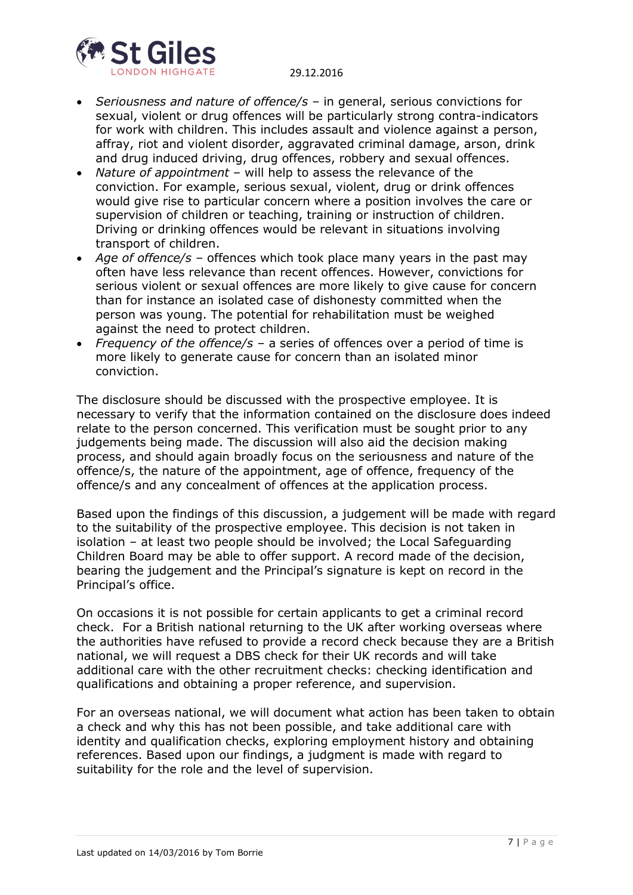- *Seriousness and nature of offence/s* – in general, serious convictions for sexual, violent or drug offences will be particularly strong contra-indicators for work with children. This includes assault and violence against a person, affray, riot and violent disorder, aggravated criminal damage, arson, drink and drug induced driving, drug offences, robbery and sexual offences.
- *Nature of appointment* – will help to assess the relevance of the conviction. For example, serious sexual, violent, drug or drink offences would give rise to particular concern where a position involves the care or supervision of children or teaching, training or instruction of children. Driving or drinking offences would be relevant in situations involving transport of children.
- *Age of offence/s* – offences which took place many years in the past may often have less relevance than recent offences. However, convictions for serious violent or sexual offences are more likely to give cause for concern than for instance an isolated case of dishonesty committed when the person was young. The potential for rehabilitation must be weighed against the need to protect children.
- *Frequency of the offence/s* – a series of offences over a period of time is more likely to generate cause for concern than an isolated minor conviction.

The disclosure should be discussed with the prospective employee. It is necessary to verify that the information contained on the disclosure does indeed relate to the person concerned. This verification must be sought prior to any judgements being made. The discussion will also aid the decision making process, and should again broadly focus on the seriousness and nature of the offence/s, the nature of the appointment, age of offence, frequency of the offence/s and any concealment of offences at the application process.

Based upon the findings of this discussion, a judgement will be made with regard to the suitability of the prospective employee. This decision is not taken in isolation – at least two people should be involved; the Local Safeguarding Children Board may be able to offer support. A record made of the decision, bearing the judgement and the Principal's signature is kept on record in the Principal's office.

On occasions it is not possible for certain applicants to get a criminal record check. For a British national returning to the UK after working overseas where the authorities have refused to provide a record check because they are a British national, we will request a DBS check for their UK records and will take additional care with the other recruitment checks: checking identification and qualifications and obtaining a proper reference, and supervision.

For an overseas national, we will document what action has been taken to obtain a check and why this has not been possible, and take additional care with identity and qualification checks, exploring employment history and obtaining references. Based upon our findings, a judgment is made with regard to suitability for the role and the level of supervision.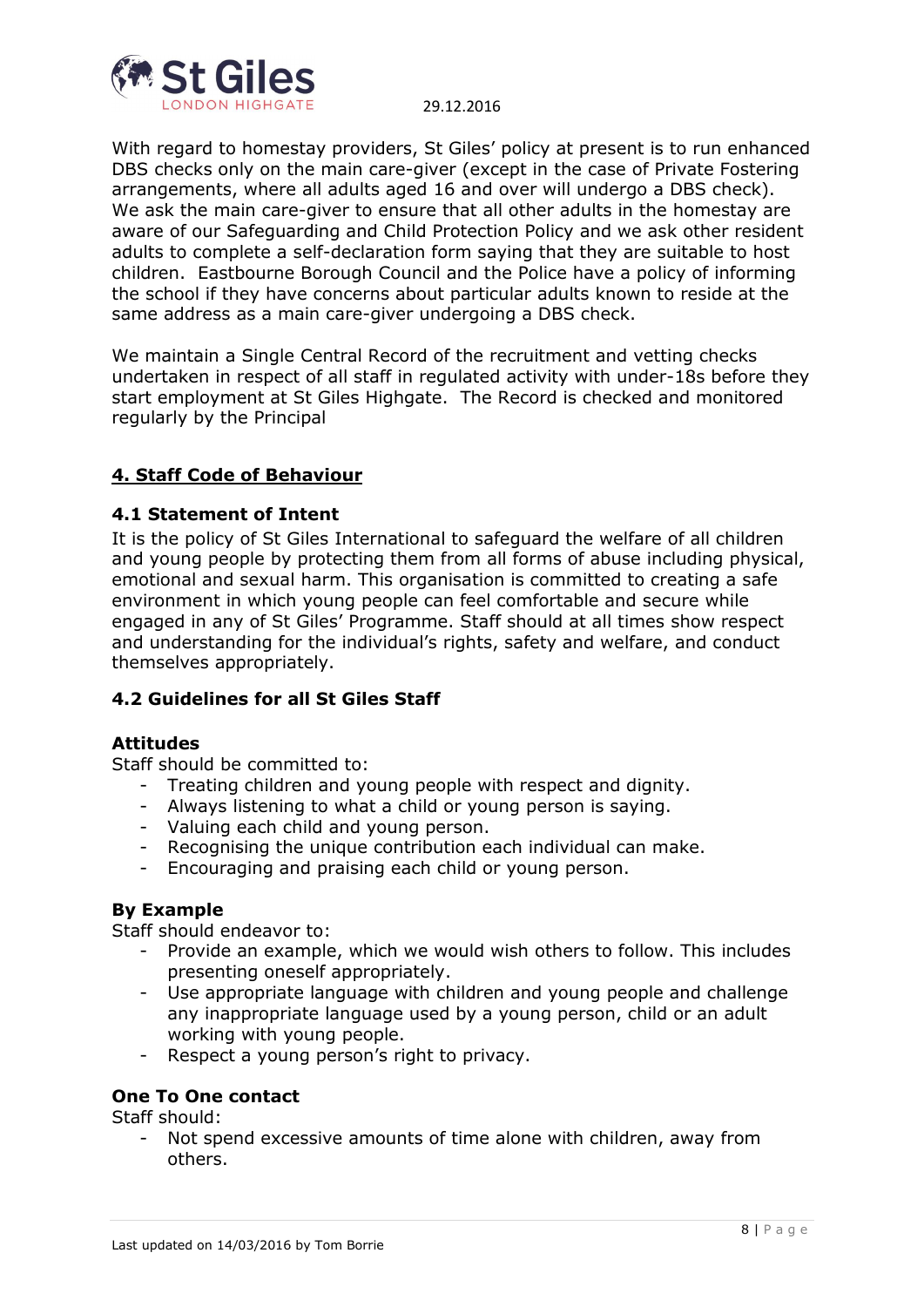With regard to homestay providers, St Giles' policy at present is to run enhanced DBS checks only on the main care-giver (except in the case of Private Fostering arrangements, where all adults aged 16 and over will undergo a DBS check). We ask the main care-giver to ensure that all other adults in the homestay are aware of our Safeguarding and Child Protection Policy and we ask other resident adults to complete a self-declaration form saying that they are suitable to host children. Eastbourne Borough Council and the Police have a policy of informing the school if they have concerns about particular adults known to reside at the same address as a main care-giver undergoing a DBS check.

We maintain a Single Central Record of the recruitment and vetting checks undertaken in respect of all staff in regulated activity with under-18s before they start employment at St Giles Highgate. The Record is checked and monitored regularly by the Principal

## 4. Staff Code of Behaviour

### 4.1 Statement of Intent

It is the policy of St Giles International to safeguard the welfare of all children and young people by protecting them from all forms of abuse including physical, emotional and sexual harm. This organisation is committed to creating a safe environment in which young people can feel comfortable and secure while engaged in any of St Giles' Programme. Staff should at all times show respect and understanding for the individual's rights, safety and welfare, and conduct themselves appropriately.

### 4.2 Guidelines for all St Giles Staff

**Attitudes**

Staff should be committed to:

- Treating children and young people with respect and dignity.
- Always listening to what a child or young person is saying.
- Valuing each child and young person.
- Recognising the unique contribution each individual can make.
- Encouraging and praising each child or young person.

**By Example**

Staff should endeavor to:

- Provide an example, which we would wish others to follow. This includes presenting oneself appropriately.
- Use appropriate language with children and young people and challenge any inappropriate language used by a young person, child or an adult working with young people.
- Respect a young person's right to privacy.

**One To One contact**

Staff should:

- Not spend excessive amounts of time alone with children, away from others.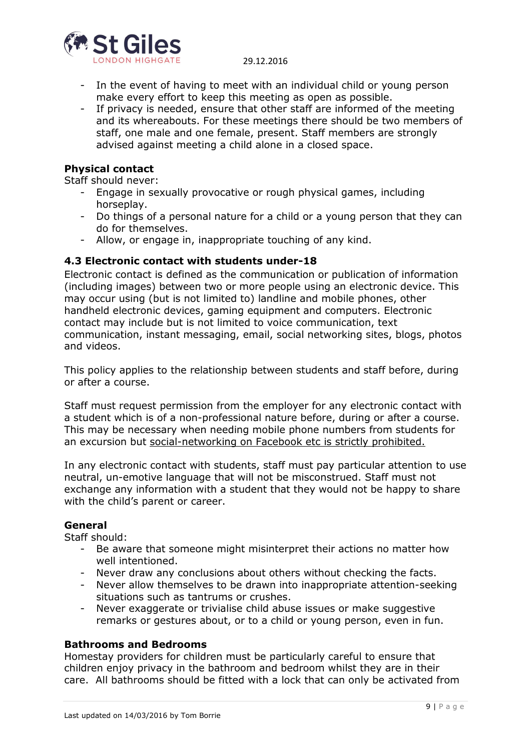- In the event of having to meet with an individual child or young person make every effort to keep this meeting as open as possible.
- If privacy is needed, ensure that other staff are informed of the meeting and its whereabouts. For these meetings there should be two members of staff, one male and one female, present. Staff members are strongly advised against meeting a child alone in a closed space.

**Physical contact**

Staff should never:

- Engage in sexually provocative or rough physical games, including horseplay.
- Do things of a personal nature for a child or a young person that they can do for themselves.
- Allow, or engage in, inappropriate touching of any kind.

### 4.3 Electronic contact with students under-18

Electronic contact is defined as the communication or publication of information (including images) between two or more people using an electronic device. This may occur using (but is not limited to) landline and mobile phones, other handheld electronic devices, gaming equipment and computers. Electronic contact may include but is not limited to voice communication, text communication, instant messaging, email, social networking sites, blogs, photos and videos.

This policy applies to the relationship between students and staff before, during or after a course.

Staff must request permission from the employer for any electronic contact with a student which is of a non-professional nature before, during or after a course. This may be necessary when needing mobile phone numbers from students for an excursion but <u>social-networking on Facebook etc is strictly prohibited.</u>

In any electronic contact with students, staff must pay particular attention to use neutral, un-emotive language that will not be misconstrued. Staff must not exchange any information with a student that they would not be happy to share with the child's parent or career.

**General**

Staff should:

- Be aware that someone might misinterpret their actions no matter how well intentioned.
- Never draw any conclusions about others without checking the facts.
- Never allow themselves to be drawn into inappropriate attention-seeking situations such as tantrums or crushes.
- Never exaggerate or trivialise child abuse issues or make suggestive remarks or gestures about, or to a child or young person, even in fun.

**Bathrooms and Bedrooms**

Homestay providers for children must be particularly careful to ensure that children enjoy privacy in the bathroom and bedroom whilst they are in their care. All bathrooms should be fitted with a lock that can only be activated from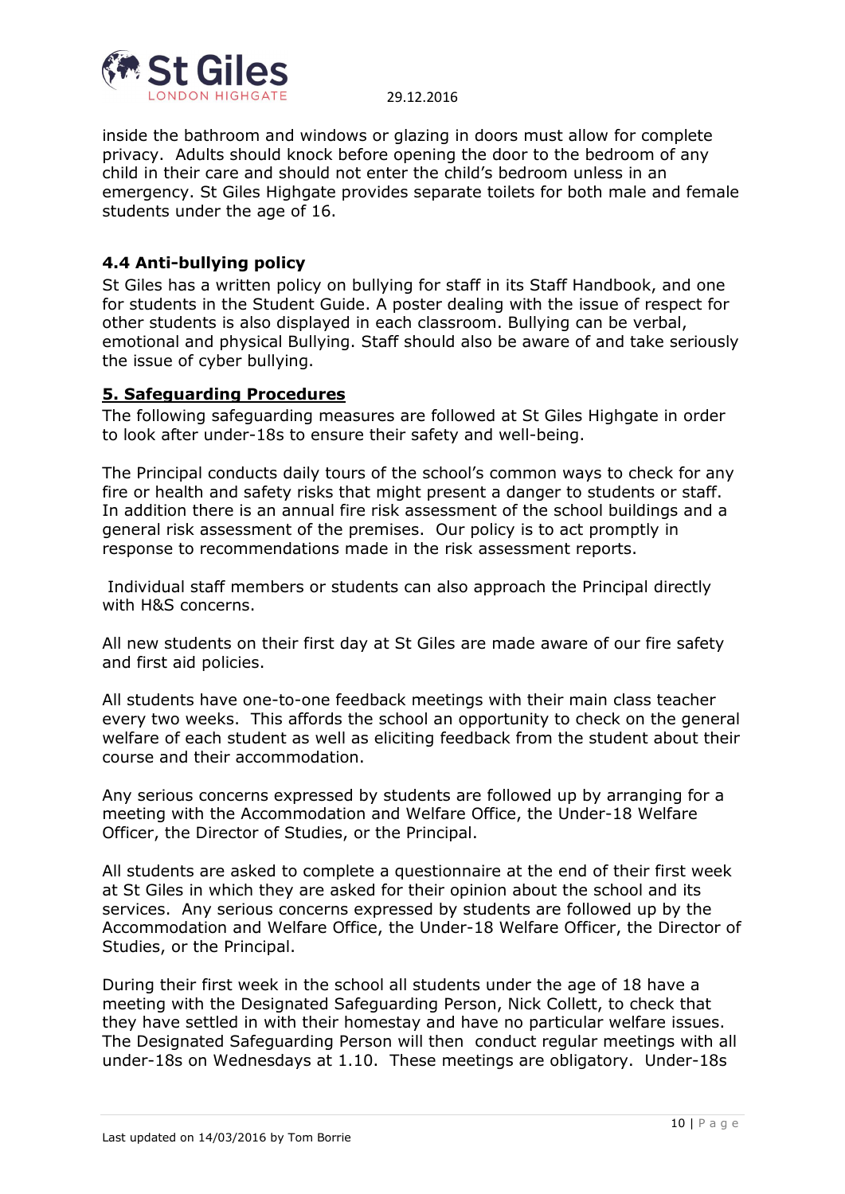inside the bathroom and windows or glazing in doors must allow for complete privacy. Adults should knock before opening the door to the bedroom of any child in their care and should not enter the child's bedroom unless in an emergency. St Giles Highgate provides separate toilets for both male and female students under the age of 16.

### 4.4 Anti-bullying policy

St Giles has a written policy on bullying for staff in its Staff Handbook, and one for students in the Student Guide. A poster dealing with the issue of respect for other students is also displayed in each classroom. Bullying can be verbal, emotional and physical Bullying. Staff should also be aware of and take seriously the issue of cyber bullying.

## 5. Safeguarding Procedures

The following safeguarding measures are followed at St Giles Highgate in order to look after under-18s to ensure their safety and well-being.

The Principal conducts daily tours of the school's common ways to check for any fire or health and safety risks that might present a danger to students or staff. In addition there is an annual fire risk assessment of the school buildings and a general risk assessment of the premises. Our policy is to act promptly in response to recommendations made in the risk assessment reports.

Individual staff members or students can also approach the Principal directly with H&S concerns.

All new students on their first day at St Giles are made aware of our fire safety and first aid policies.

All students have one-to-one feedback meetings with their main class teacher every two weeks. This affords the school an opportunity to check on the general welfare of each student as well as eliciting feedback from the student about their course and their accommodation.

Any serious concerns expressed by students are followed up by arranging for a meeting with the Accommodation and Welfare Office, the Under-18 Welfare Officer, the Director of Studies, or the Principal.

All students are asked to complete a questionnaire at the end of their first week at St Giles in which they are asked for their opinion about the school and its services. Any serious concerns expressed by students are followed up by the Accommodation and Welfare Office, the Under-18 Welfare Officer, the Director of Studies, or the Principal.

During their first week in the school all students under the age of 18 have a meeting with the Designated Safeguarding Person, Nick Collett, to check that they have settled in with their homestay and have no particular welfare issues. The Designated Safeguarding Person will then conduct regular meetings with all under-18s on Wednesdays at 1.10. These meetings are obligatory. Under-18s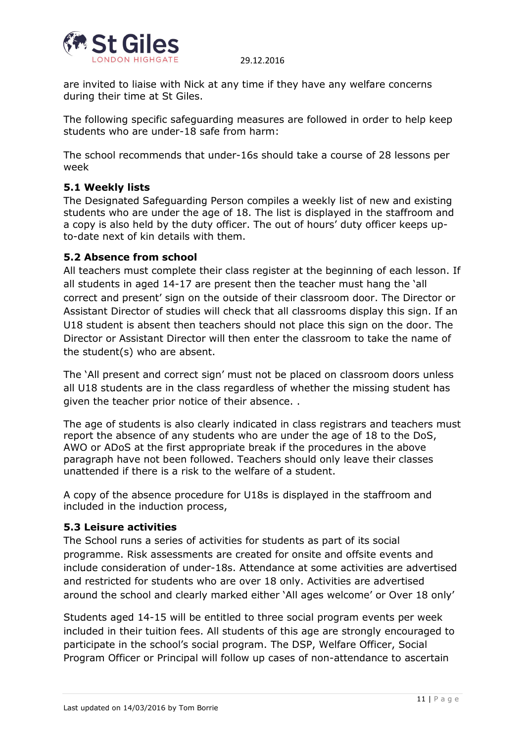are invited to liaise with Nick at any time if they have any welfare concerns during their time at St Giles.

The following specific safeguarding measures are followed in order to help keep students who are under-18 safe from harm:

The school recommends that under-16s should take a course of 28 lessons per week

### 5.1 Weekly lists

The Designated Safeguarding Person compiles a weekly list of new and existing students who are under the age of 18. The list is displayed in the staffroom and a copy is also held by the duty officer. The out of hours' duty officer keeps up-to-date next of kin details with them.

### 5.2 Absence from school

All teachers must complete their class register at the beginning of each lesson. If all students in aged 14-17 are present then the teacher must hang the 'all correct and present' sign on the outside of their classroom door. The Director or Assistant Director of studies will check that all classrooms display this sign. If an U18 student is absent then teachers should not place this sign on the door. The Director or Assistant Director will then enter the classroom to take the name of the student(s) who are absent.

The 'All present and correct sign' must not be placed on classroom doors unless all U18 students are in the class regardless of whether the missing student has given the teacher prior notice of their absence. .

The age of students is also clearly indicated in class registrars and teachers must report the absence of any students who are under the age of 18 to the DoS, AWO or ADoS at the first appropriate break if the procedures in the above paragraph have not been followed. Teachers should only leave their classes unattended if there is a risk to the welfare of a student.

A copy of the absence procedure for U18s is displayed in the staffroom and included in the induction process,

### 5.3 Leisure activities

The School runs a series of activities for students as part of its social programme. Risk assessments are created for onsite and offsite events and include consideration of under-18s. Attendance at some activities are advertised and restricted for students who are over 18 only. Activities are advertised around the school and clearly marked either 'All ages welcome' or Over 18 only'

Students aged 14-15 will be entitled to three social program events per week included in their tuition fees. All students of this age are strongly encouraged to participate in the school's social program. The DSP, Welfare Officer, Social Program Officer or Principal will follow up cases of non-attendance to ascertain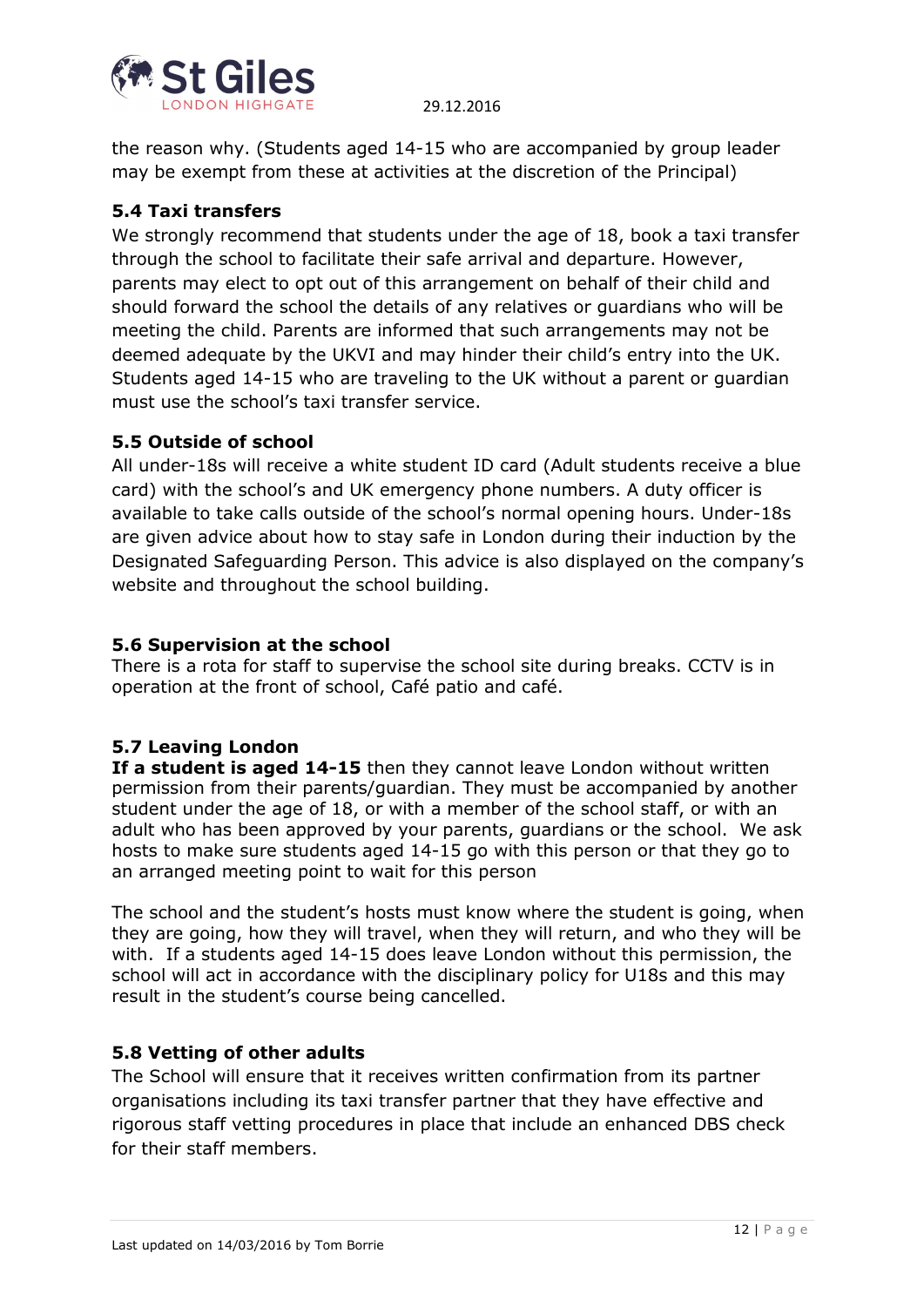the reason why. (Students aged 14-15 who are accompanied by group leader may be exempt from these at activities at the discretion of the Principal)

### 5.4 Taxi transfers

We strongly recommend that students under the age of 18, book a taxi transfer through the school to facilitate their safe arrival and departure. However, parents may elect to opt out of this arrangement on behalf of their child and should forward the school the details of any relatives or guardians who will be meeting the child. Parents are informed that such arrangements may not be deemed adequate by the UKVI and may hinder their child's entry into the UK. Students aged 14-15 who are traveling to the UK without a parent or guardian must use the school's taxi transfer service.

### 5.5 Outside of school

All under-18s will receive a white student ID card (Adult students receive a blue card) with the school's and UK emergency phone numbers. A duty officer is available to take calls outside of the school's normal opening hours. Under-18s are given advice about how to stay safe in London during their induction by the Designated Safeguarding Person. This advice is also displayed on the company's website and throughout the school building.

### 5.6 Supervision at the school

There is a rota for staff to supervise the school site during breaks. CCTV is in operation at the front of school, Café patio and café.

### 5.7 Leaving London

**If a student is aged 14-15** then they cannot leave London without written permission from their parents/guardian. They must be accompanied by another student under the age of 18, or with a member of the school staff, or with an adult who has been approved by your parents, guardians or the school. We ask hosts to make sure students aged 14-15 go with this person or that they go to an arranged meeting point to wait for this person

The school and the student's hosts must know where the student is going, when they are going, how they will travel, when they will return, and who they will be with. If a students aged 14-15 does leave London without this permission, the school will act in accordance with the disciplinary policy for U18s and this may result in the student's course being cancelled.

### 5.8 Vetting of other adults

The School will ensure that it receives written confirmation from its partner organisations including its taxi transfer partner that they have effective and rigorous staff vetting procedures in place that include an enhanced DBS check for their staff members.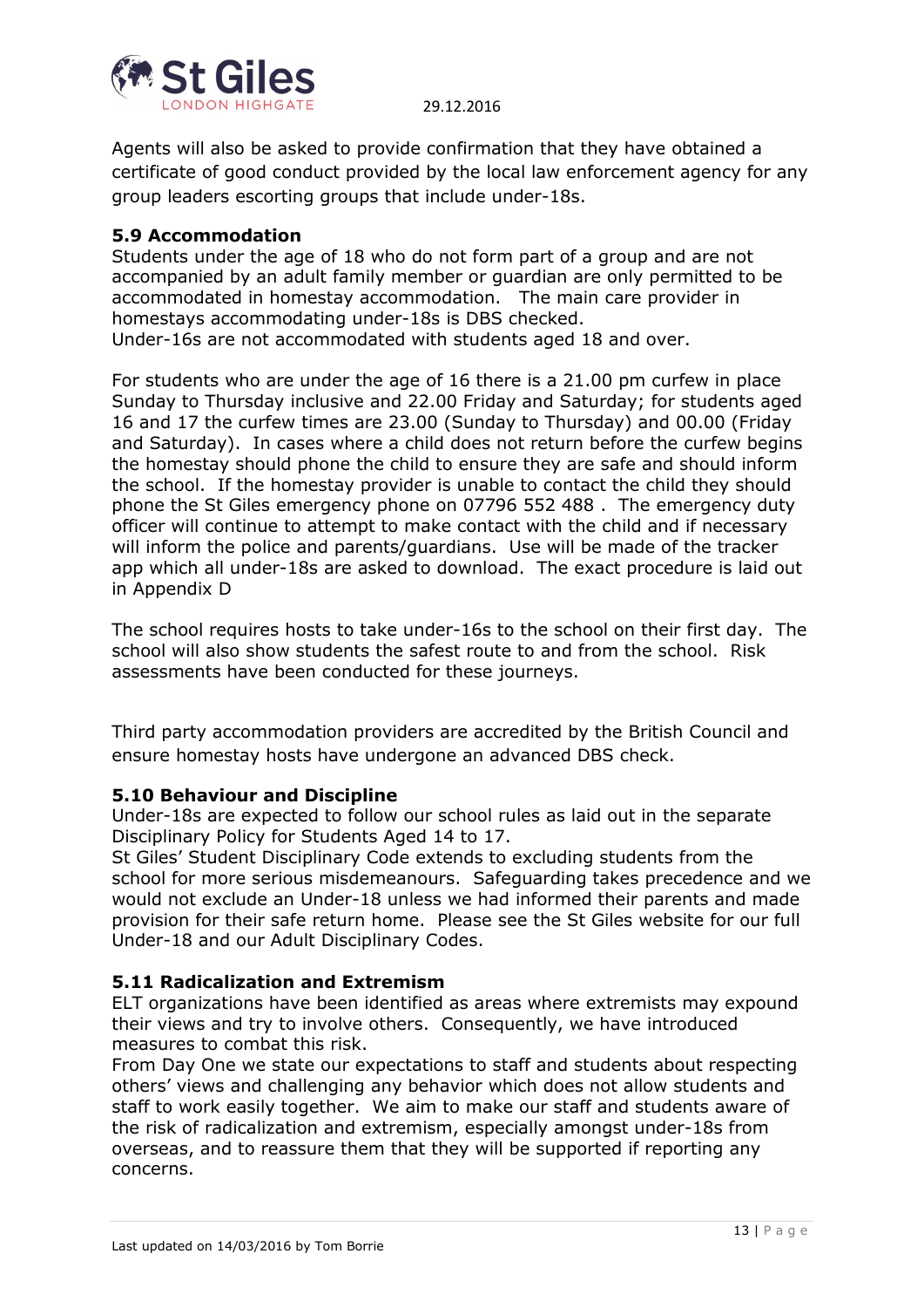Agents will also be asked to provide confirmation that they have obtained a certificate of good conduct provided by the local law enforcement agency for any group leaders escorting groups that include under-18s.

**5.9 Accommodation**

Students under the age of 18 who do not form part of a group and are not accompanied by an adult family member or guardian are only permitted to be accommodated in homestay accommodation. The main care provider in homestays accommodating under-18s is DBS checked.
Under-16s are not accommodated with students aged 18 and over.

For students who are under the age of 16 there is a 21.00 pm curfew in place Sunday to Thursday inclusive and 22.00 Friday and Saturday; for students aged 16 and 17 the curfew times are 23.00 (Sunday to Thursday) and 00.00 (Friday and Saturday). In cases where a child does not return before the curfew begins the homestay should phone the child to ensure they are safe and should inform the school. If the homestay provider is unable to contact the child they should phone the St Giles emergency phone on 07796 552 488 . The emergency duty officer will continue to attempt to make contact with the child and if necessary will inform the police and parents/guardians. Use will be made of the tracker app which all under-18s are asked to download. The exact procedure is laid out in Appendix D

The school requires hosts to take under-16s to the school on their first day. The school will also show students the safest route to and from the school. Risk assessments have been conducted for these journeys.

Third party accommodation providers are accredited by the British Council and ensure homestay hosts have undergone an advanced DBS check.

**5.10 Behaviour and Discipline**

Under-18s are expected to follow our school rules as laid out in the separate Disciplinary Policy for Students Aged 14 to 17.
St Giles' Student Disciplinary Code extends to excluding students from the school for more serious misdemeanours. Safeguarding takes precedence and we would not exclude an Under-18 unless we had informed their parents and made provision for their safe return home. Please see the St Giles website for our full Under-18 and our Adult Disciplinary Codes.

**5.11 Radicalization and Extremism**

ELT organizations have been identified as areas where extremists may expound their views and try to involve others. Consequently, we have introduced measures to combat this risk.
From Day One we state our expectations to staff and students about respecting others' views and challenging any behavior which does not allow students and staff to work easily together. We aim to make our staff and students aware of the risk of radicalization and extremism, especially amongst under-18s from overseas, and to reassure them that they will be supported if reporting any concerns.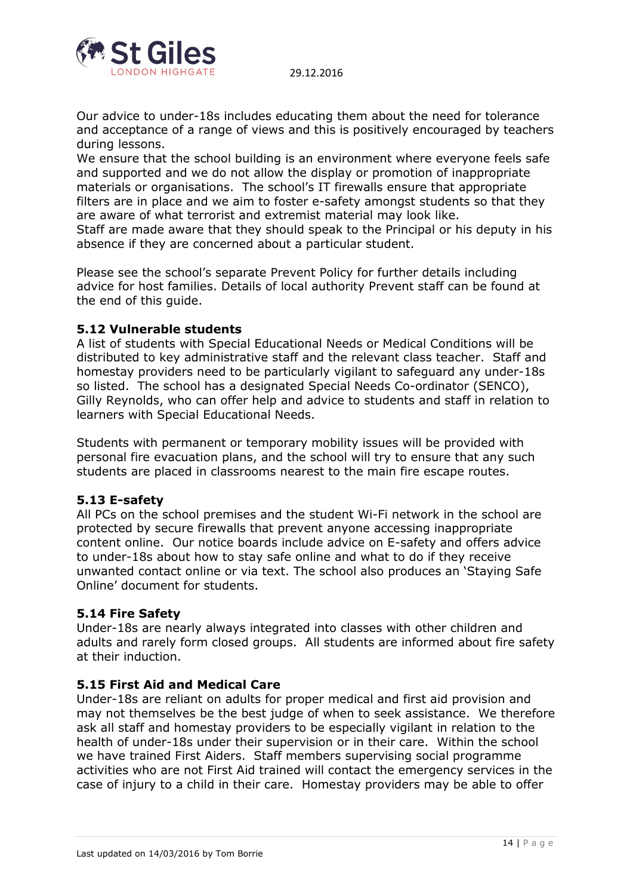Our advice to under-18s includes educating them about the need for tolerance and acceptance of a range of views and this is positively encouraged by teachers during lessons.

We ensure that the school building is an environment where everyone feels safe and supported and we do not allow the display or promotion of inappropriate materials or organisations. The school's IT firewalls ensure that appropriate filters are in place and we aim to foster e-safety amongst students so that they are aware of what terrorist and extremist material may look like.

Staff are made aware that they should speak to the Principal or his deputy in his absence if they are concerned about a particular student.

Please see the school's separate Prevent Policy for further details including advice for host families. Details of local authority Prevent staff can be found at the end of this guide.

### 5.12 Vulnerable students

A list of students with Special Educational Needs or Medical Conditions will be distributed to key administrative staff and the relevant class teacher. Staff and homestay providers need to be particularly vigilant to safeguard any under-18s so listed. The school has a designated Special Needs Co-ordinator (SENCO), Gilly Reynolds, who can offer help and advice to students and staff in relation to learners with Special Educational Needs.

Students with permanent or temporary mobility issues will be provided with personal fire evacuation plans, and the school will try to ensure that any such students are placed in classrooms nearest to the main fire escape routes.

### 5.13 E-safety

All PCs on the school premises and the student Wi-Fi network in the school are protected by secure firewalls that prevent anyone accessing inappropriate content online. Our notice boards include advice on E-safety and offers advice to under-18s about how to stay safe online and what to do if they receive unwanted contact online or via text. The school also produces an 'Staying Safe Online' document for students.

### 5.14 Fire Safety

Under-18s are nearly always integrated into classes with other children and adults and rarely form closed groups. All students are informed about fire safety at their induction.

### 5.15 First Aid and Medical Care

Under-18s are reliant on adults for proper medical and first aid provision and may not themselves be the best judge of when to seek assistance. We therefore ask all staff and homestay providers to be especially vigilant in relation to the health of under-18s under their supervision or in their care. Within the school we have trained First Aiders. Staff members supervising social programme activities who are not First Aid trained will contact the emergency services in the case of injury to a child in their care. Homestay providers may be able to offer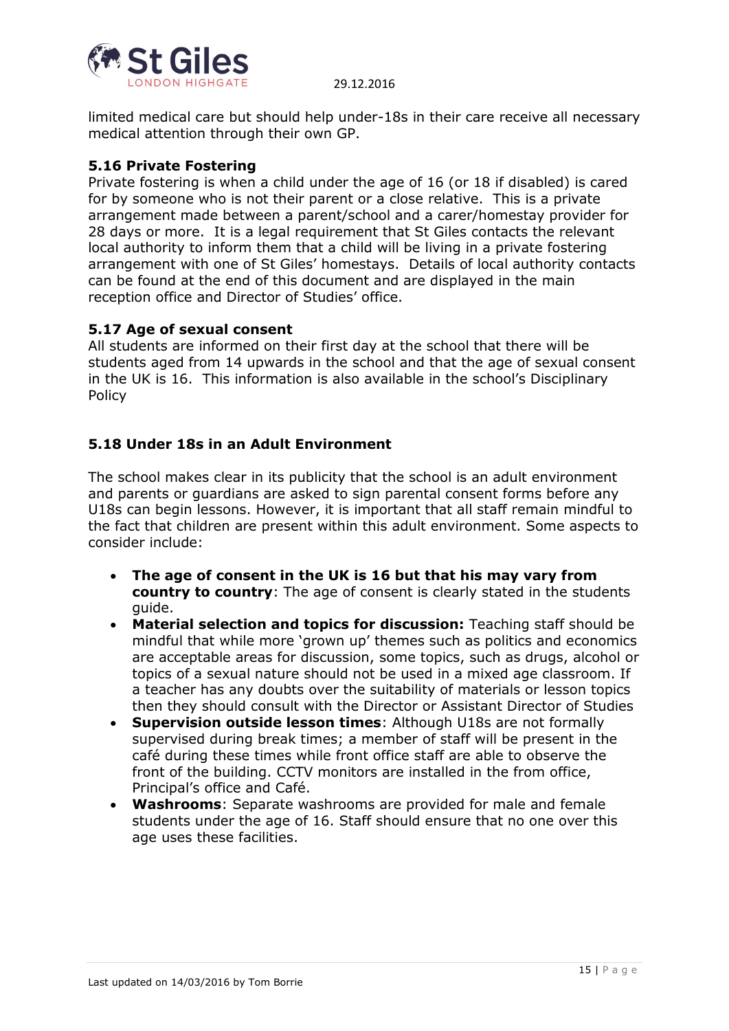limited medical care but should help under-18s in their care receive all necessary medical attention through their own GP.

### 5.16 Private Fostering

Private fostering is when a child under the age of 16 (or 18 if disabled) is cared for by someone who is not their parent or a close relative. This is a private arrangement made between a parent/school and a carer/homestay provider for 28 days or more. It is a legal requirement that St Giles contacts the relevant local authority to inform them that a child will be living in a private fostering arrangement with one of St Giles' homestays. Details of local authority contacts can be found at the end of this document and are displayed in the main reception office and Director of Studies' office.

### 5.17 Age of sexual consent

All students are informed on their first day at the school that there will be students aged from 14 upwards in the school and that the age of sexual consent in the UK is 16. This information is also available in the school's Disciplinary Policy

### 5.18 Under 18s in an Adult Environment

The school makes clear in its publicity that the school is an adult environment and parents or guardians are asked to sign parental consent forms before any U18s can begin lessons. However, it is important that all staff remain mindful to the fact that children are present within this adult environment. Some aspects to consider include:

- **The age of consent in the UK is 16 but that his may vary from country to country**: The age of consent is clearly stated in the students guide.
- **Material selection and topics for discussion:** Teaching staff should be mindful that while more 'grown up' themes such as politics and economics are acceptable areas for discussion, some topics, such as drugs, alcohol or topics of a sexual nature should not be used in a mixed age classroom. If a teacher has any doubts over the suitability of materials or lesson topics then they should consult with the Director or Assistant Director of Studies
- **Supervision outside lesson times**: Although U18s are not formally supervised during break times; a member of staff will be present in the café during these times while front office staff are able to observe the front of the building. CCTV monitors are installed in the from office, Principal's office and Café.
- **Washrooms**: Separate washrooms are provided for male and female students under the age of 16. Staff should ensure that no one over this age uses these facilities.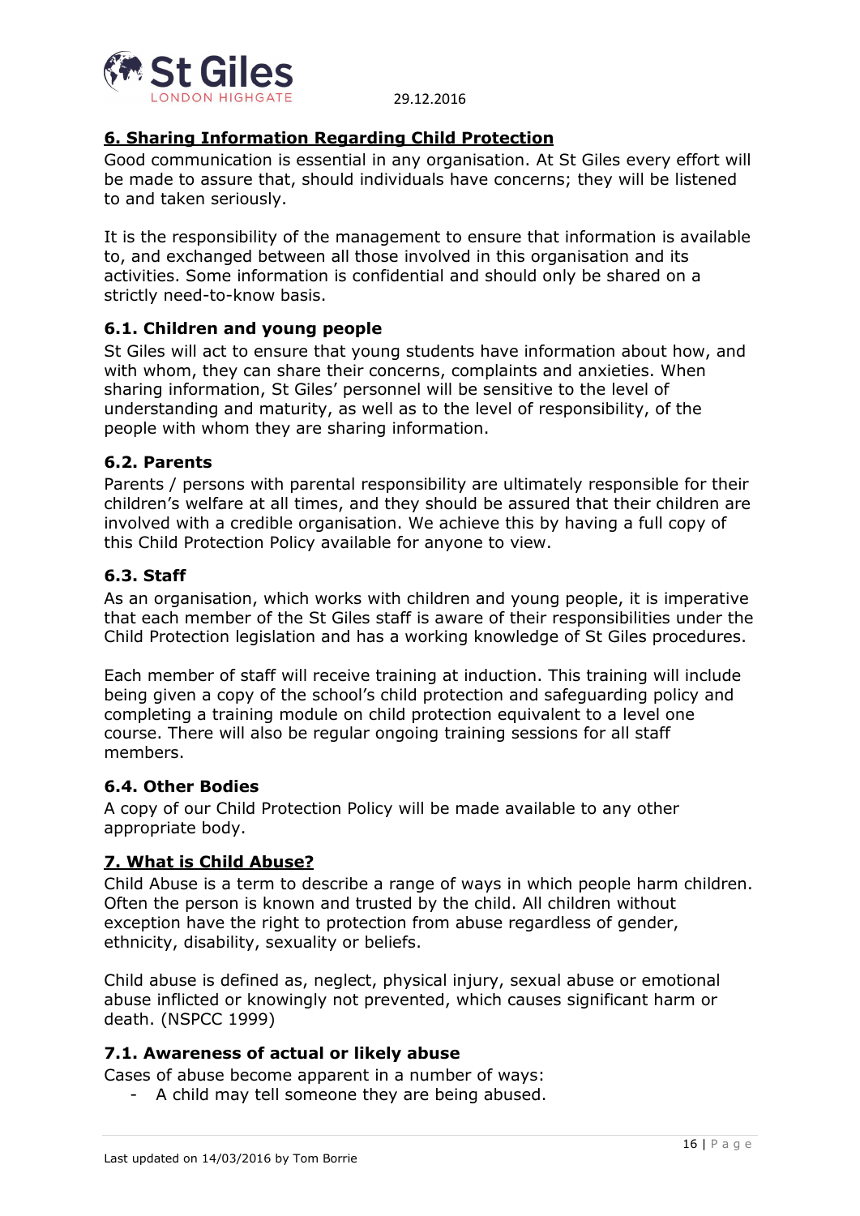## 6. Sharing Information Regarding Child Protection

Good communication is essential in any organisation. At St Giles every effort will be made to assure that, should individuals have concerns; they will be listened to and taken seriously.

It is the responsibility of the management to ensure that information is available to, and exchanged between all those involved in this organisation and its activities. Some information is confidential and should only be shared on a strictly need-to-know basis.

### 6.1. Children and young people

St Giles will act to ensure that young students have information about how, and with whom, they can share their concerns, complaints and anxieties. When sharing information, St Giles' personnel will be sensitive to the level of understanding and maturity, as well as to the level of responsibility, of the people with whom they are sharing information.

### 6.2. Parents

Parents / persons with parental responsibility are ultimately responsible for their children's welfare at all times, and they should be assured that their children are involved with a credible organisation. We achieve this by having a full copy of this Child Protection Policy available for anyone to view.

### 6.3. Staff

As an organisation, which works with children and young people, it is imperative that each member of the St Giles staff is aware of their responsibilities under the Child Protection legislation and has a working knowledge of St Giles procedures.

Each member of staff will receive training at induction. This training will include being given a copy of the school's child protection and safeguarding policy and completing a training module on child protection equivalent to a level one course. There will also be regular ongoing training sessions for all staff members.

### 6.4. Other Bodies

A copy of our Child Protection Policy will be made available to any other appropriate body.

## 7. What is Child Abuse?

Child Abuse is a term to describe a range of ways in which people harm children. Often the person is known and trusted by the child. All children without exception have the right to protection from abuse regardless of gender, ethnicity, disability, sexuality or beliefs.

Child abuse is defined as, neglect, physical injury, sexual abuse or emotional abuse inflicted or knowingly not prevented, which causes significant harm or death. (NSPCC 1999)

### 7.1. Awareness of actual or likely abuse

Cases of abuse become apparent in a number of ways:

- A child may tell someone they are being abused.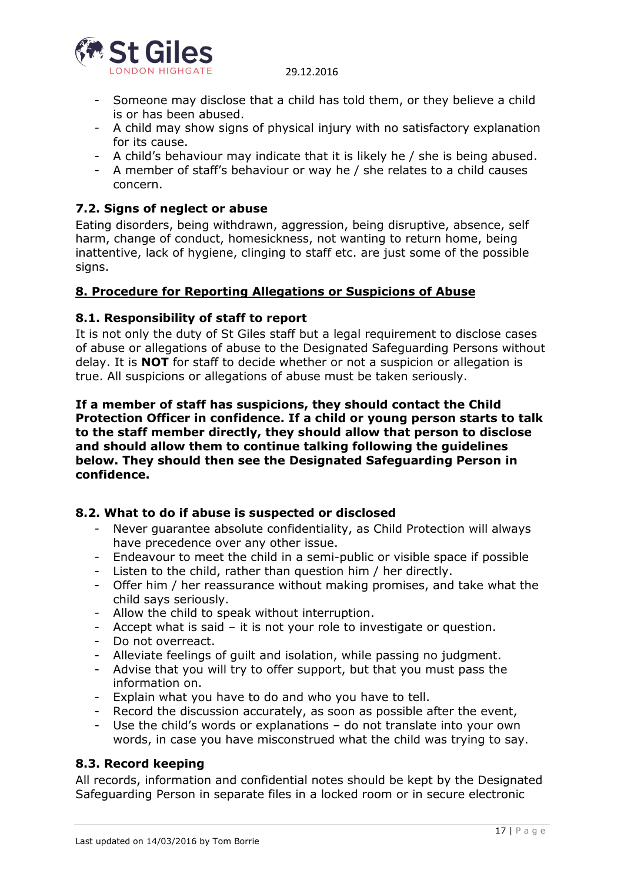- Someone may disclose that a child has told them, or they believe a child is or has been abused.
- A child may show signs of physical injury with no satisfactory explanation for its cause.
- A child's behaviour may indicate that it is likely he / she is being abused.
- A member of staff's behaviour or way he / she relates to a child causes concern.

### 7.2. Signs of neglect or abuse

Eating disorders, being withdrawn, aggression, being disruptive, absence, self harm, change of conduct, homesickness, not wanting to return home, being inattentive, lack of hygiene, clinging to staff etc. are just some of the possible signs.

## 8. Procedure for Reporting Allegations or Suspicions of Abuse

### 8.1. Responsibility of staff to report

It is not only the duty of St Giles staff but a legal requirement to disclose cases of abuse or allegations of abuse to the Designated Safeguarding Persons without delay. It is **NOT** for staff to decide whether or not a suspicion or allegation is true. All suspicions or allegations of abuse must be taken seriously.

**If a member of staff has suspicions, they should contact the Child Protection Officer in confidence. If a child or young person starts to talk to the staff member directly, they should allow that person to disclose and should allow them to continue talking following the guidelines below. They should then see the Designated Safeguarding Person in confidence.**

### 8.2. What to do if abuse is suspected or disclosed

- Never guarantee absolute confidentiality, as Child Protection will always have precedence over any other issue.
- Endeavour to meet the child in a semi-public or visible space if possible
- Listen to the child, rather than question him / her directly.
- Offer him / her reassurance without making promises, and take what the child says seriously.
- Allow the child to speak without interruption.
- Accept what is said – it is not your role to investigate or question.
- Do not overreact.
- Alleviate feelings of guilt and isolation, while passing no judgment.
- Advise that you will try to offer support, but that you must pass the information on.
- Explain what you have to do and who you have to tell.
- Record the discussion accurately, as soon as possible after the event,
- Use the child's words or explanations – do not translate into your own words, in case you have misconstrued what the child was trying to say.

### 8.3. Record keeping

All records, information and confidential notes should be kept by the Designated Safeguarding Person in separate files in a locked room or in secure electronic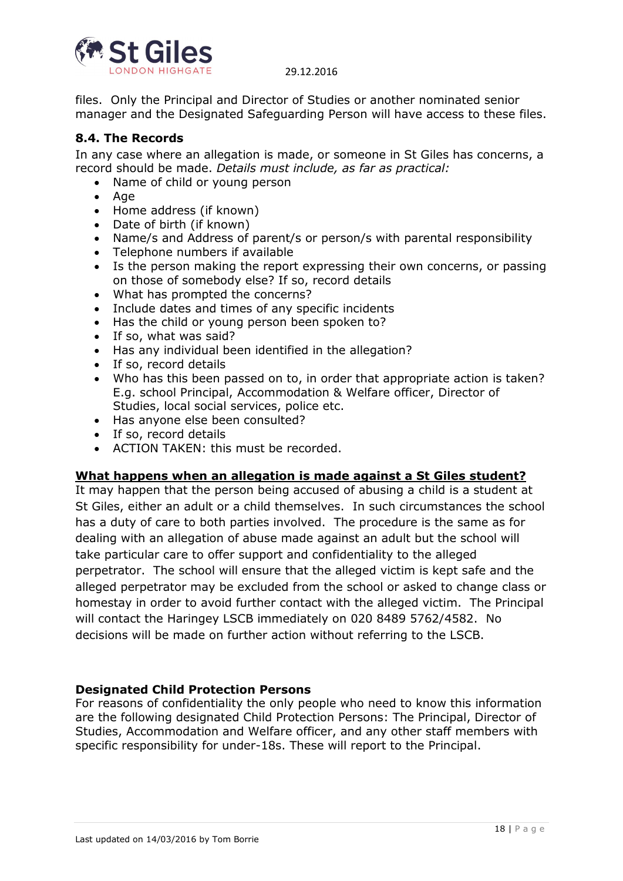files. Only the Principal and Director of Studies or another nominated senior manager and the Designated Safeguarding Person will have access to these files.

### 8.4. The Records

In any case where an allegation is made, or someone in St Giles has concerns, a record should be made. *Details must include, as far as practical:*

- Name of child or young person
- Age
- Home address (if known)
- Date of birth (if known)
- Name/s and Address of parent/s or person/s with parental responsibility
- Telephone numbers if available
- Is the person making the report expressing their own concerns, or passing on those of somebody else? If so, record details
- What has prompted the concerns?
- Include dates and times of any specific incidents
- Has the child or young person been spoken to?
- If so, what was said?
- Has any individual been identified in the allegation?
- If so, record details
- Who has this been passed on to, in order that appropriate action is taken? E.g. school Principal, Accommodation & Welfare officer, Director of Studies, local social services, police etc.
- Has anyone else been consulted?
- If so, record details
- ACTION TAKEN: this must be recorded.

### What happens when an allegation is made against a St Giles student?

It may happen that the person being accused of abusing a child is a student at St Giles, either an adult or a child themselves. In such circumstances the school has a duty of care to both parties involved. The procedure is the same as for dealing with an allegation of abuse made against an adult but the school will take particular care to offer support and confidentiality to the alleged perpetrator. The school will ensure that the alleged victim is kept safe and the alleged perpetrator may be excluded from the school or asked to change class or homestay in order to avoid further contact with the alleged victim. The Principal will contact the Haringey LSCB immediately on 020 8489 5762/4582. No decisions will be made on further action without referring to the LSCB.

### Designated Child Protection Persons

For reasons of confidentiality the only people who need to know this information are the following designated Child Protection Persons: The Principal, Director of Studies, Accommodation and Welfare officer, and any other staff members with specific responsibility for under-18s. These will report to the Principal.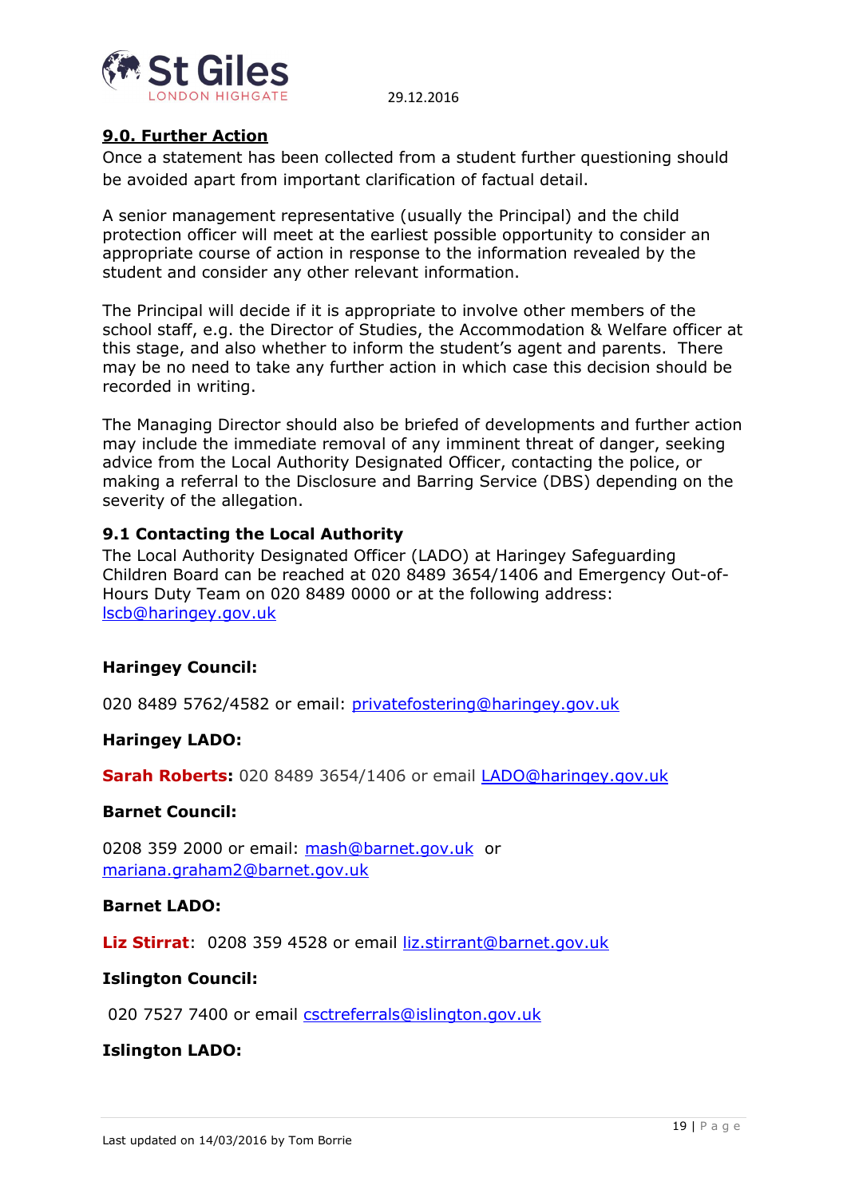## 9.0. Further Action

Once a statement has been collected from a student further questioning should be avoided apart from important clarification of factual detail.

A senior management representative (usually the Principal) and the child protection officer will meet at the earliest possible opportunity to consider an appropriate course of action in response to the information revealed by the student and consider any other relevant information.

The Principal will decide if it is appropriate to involve other members of the school staff, e.g. the Director of Studies, the Accommodation & Welfare officer at this stage, and also whether to inform the student's agent and parents. There may be no need to take any further action in which case this decision should be recorded in writing.

The Managing Director should also be briefed of developments and further action may include the immediate removal of any imminent threat of danger, seeking advice from the Local Authority Designated Officer, contacting the police, or making a referral to the Disclosure and Barring Service (DBS) depending on the severity of the allegation.

### 9.1 Contacting the Local Authority

The Local Authority Designated Officer (LADO) at Haringey Safeguarding Children Board can be reached at 020 8489 3654/1406 and Emergency Out-of-Hours Duty Team on 020 8489 0000 or at the following address: lscb@haringey.gov.uk

**Haringey Council:**

020 8489 5762/4582 or email: privatefostering@haringey.gov.uk

**Haringey LADO:**

**Sarah Roberts:** 020 8489 3654/1406 or email LADO@haringey.gov.uk

**Barnet Council:**

0208 359 2000 or email: mash@barnet.gov.uk or mariana.graham2@barnet.gov.uk

**Barnet LADO:**

**Liz Stirrat**: 0208 359 4528 or email liz.stirrant@barnet.gov.uk

**Islington Council:**

020 7527 7400 or email csctreferrals@islington.gov.uk

**Islington LADO:**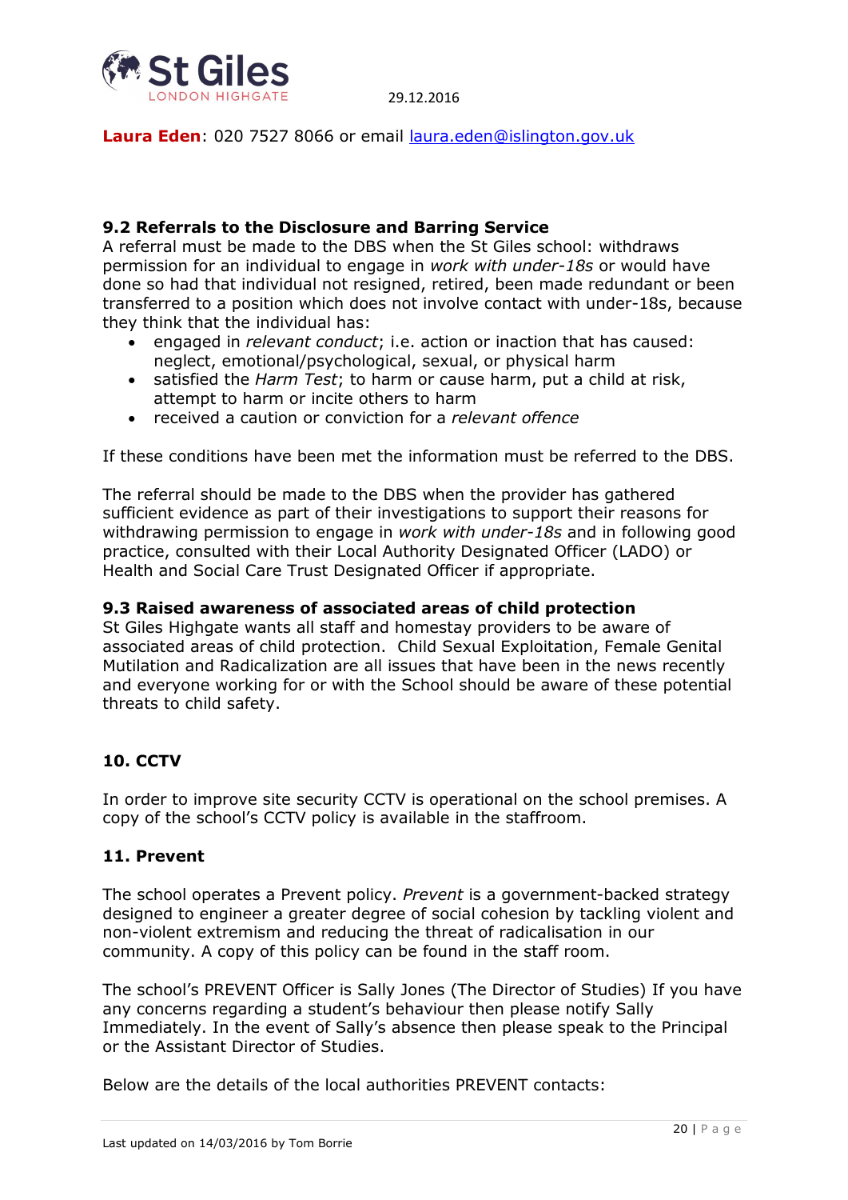**Laura Eden**: 020 7527 8066 or email laura.eden@islington.gov.uk

### 9.2 Referrals to the Disclosure and Barring Service

A referral must be made to the DBS when the St Giles school: withdraws permission for an individual to engage in *work with under-18s* or would have done so had that individual not resigned, retired, been made redundant or been transferred to a position which does not involve contact with under-18s, because they think that the individual has:

- engaged in *relevant conduct*; i.e. action or inaction that has caused: neglect, emotional/psychological, sexual, or physical harm
- satisfied the *Harm Test*; to harm or cause harm, put a child at risk, attempt to harm or incite others to harm
- received a caution or conviction for a *relevant offence*

If these conditions have been met the information must be referred to the DBS.

The referral should be made to the DBS when the provider has gathered sufficient evidence as part of their investigations to support their reasons for withdrawing permission to engage in *work with under-18s* and in following good practice, consulted with their Local Authority Designated Officer (LADO) or Health and Social Care Trust Designated Officer if appropriate.

### 9.3 Raised awareness of associated areas of child protection

St Giles Highgate wants all staff and homestay providers to be aware of associated areas of child protection. Child Sexual Exploitation, Female Genital Mutilation and Radicalization are all issues that have been in the news recently and everyone working for or with the School should be aware of these potential threats to child safety.

## 10. CCTV

In order to improve site security CCTV is operational on the school premises. A copy of the school's CCTV policy is available in the staffroom.

## 11. Prevent

The school operates a Prevent policy. *Prevent* is a government-backed strategy designed to engineer a greater degree of social cohesion by tackling violent and non-violent extremism and reducing the threat of radicalisation in our community. A copy of this policy can be found in the staff room.

The school's PREVENT Officer is Sally Jones (The Director of Studies) If you have any concerns regarding a student's behaviour then please notify Sally Immediately. In the event of Sally's absence then please speak to the Principal or the Assistant Director of Studies.

Below are the details of the local authorities PREVENT contacts: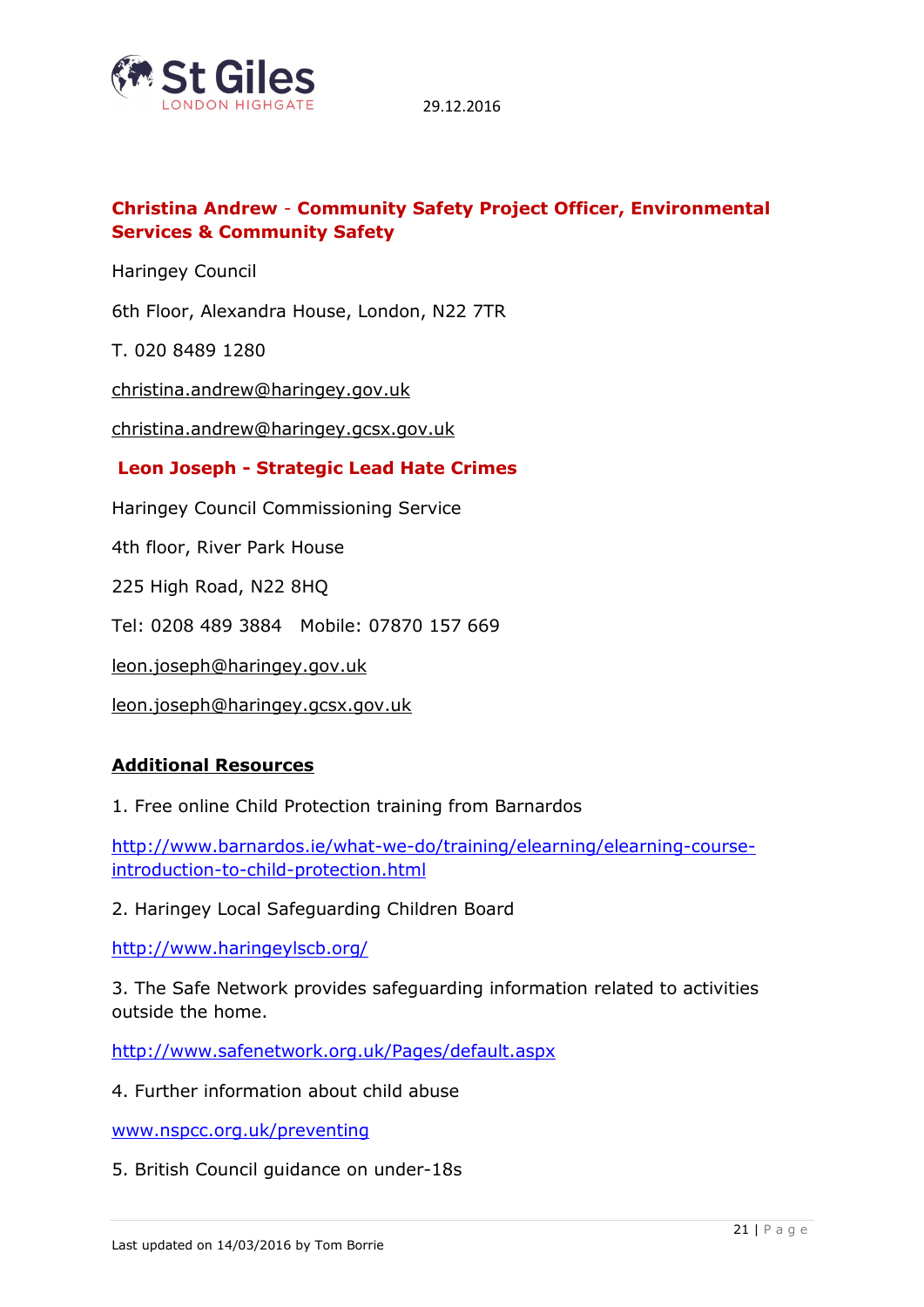**Christina Andrew - Community Safety Project Officer, Environmental Services & Community Safety**

Haringey Council

6th Floor, Alexandra House, London, N22 7TR

T. 020 8489 1280

christina.andrew@haringey.gov.uk

christina.andrew@haringey.gcsx.gov.uk

**Leon Joseph - Strategic Lead Hate Crimes**

Haringey Council Commissioning Service

4th floor, River Park House

225 High Road, N22 8HQ

Tel: 0208 489 3884   Mobile: 07870 157 669

leon.joseph@haringey.gov.uk

leon.joseph@haringey.gcsx.gov.uk

## Additional Resources

1. Free online Child Protection training from Barnardos

http://www.barnardos.ie/what-we-do/training/elearning/elearning-course-introduction-to-child-protection.html

2. Haringey Local Safeguarding Children Board

http://www.haringeylscb.org/

3. The Safe Network provides safeguarding information related to activities outside the home.

http://www.safenetwork.org.uk/Pages/default.aspx

4. Further information about child abuse

www.nspcc.org.uk/preventing

5. British Council guidance on under-18s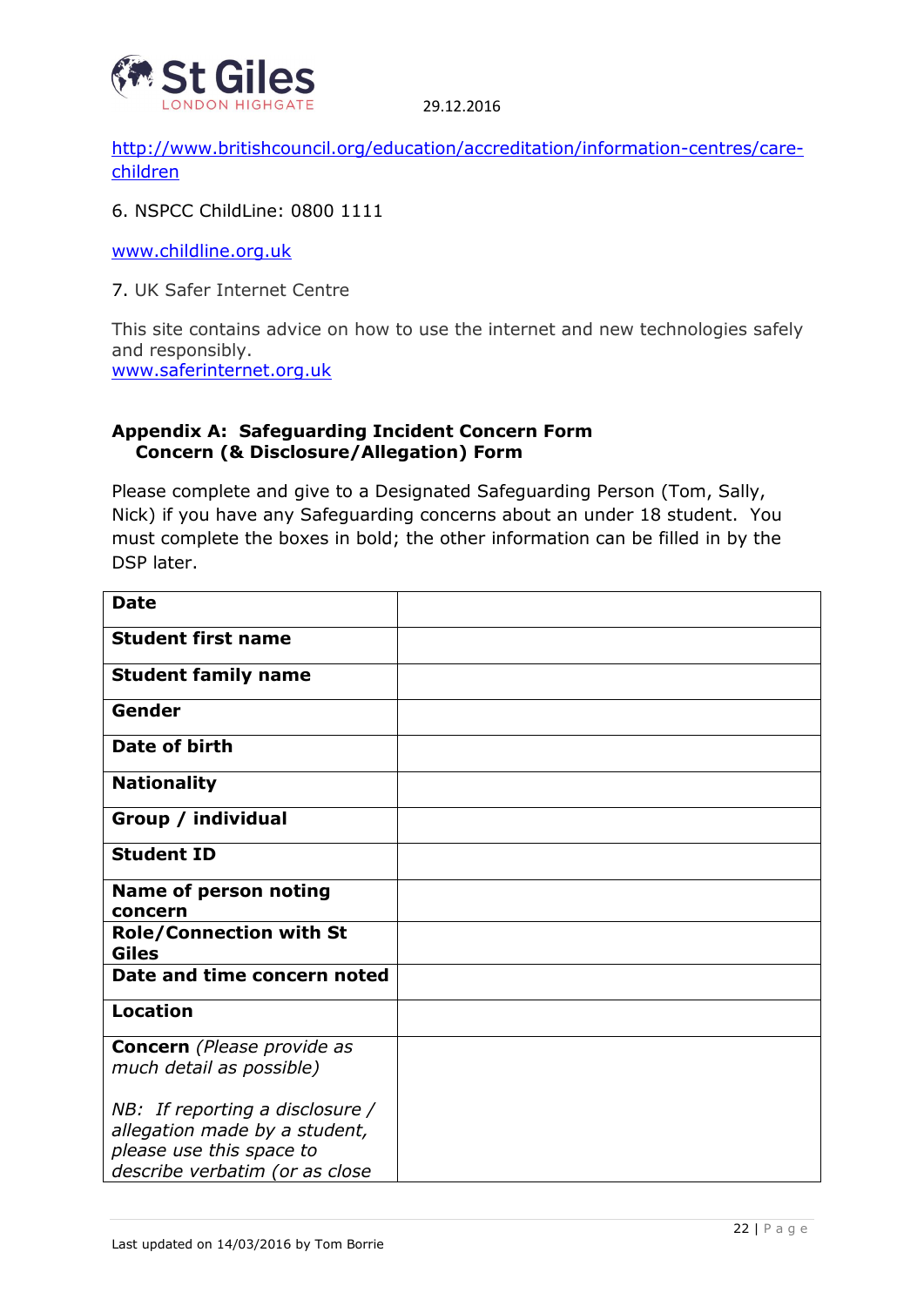http://www.britishcouncil.org/education/accreditation/information-centres/care-children

6. NSPCC ChildLine: 0800 1111

www.childline.org.uk

7. UK Safer Internet Centre

This site contains advice on how to use the internet and new technologies safely and responsibly.
www.saferinternet.org.uk

## Appendix A: Safeguarding Incident Concern Form
## Concern (& Disclosure/Allegation) Form

Please complete and give to a Designated Safeguarding Person (Tom, Sally, Nick) if you have any Safeguarding concerns about an under 18 student. You must complete the boxes in bold; the other information can be filled in by the DSP later.

| | |
|---|---|
| **Date** | |
| **Student first name** | |
| **Student family name** | |
| **Gender** | |
| **Date of birth** | |
| **Nationality** | |
| **Group / individual** | |
| **Student ID** | |
| **Name of person noting concern** | |
| **Role/Connection with St Giles** | |
| **Date and time concern noted** | |
| **Location** | |
| **Concern** *(Please provide as much detail as possible)*<br><br>*NB: If reporting a disclosure / allegation made by a student, please use this space to describe verbatim (or as close* | |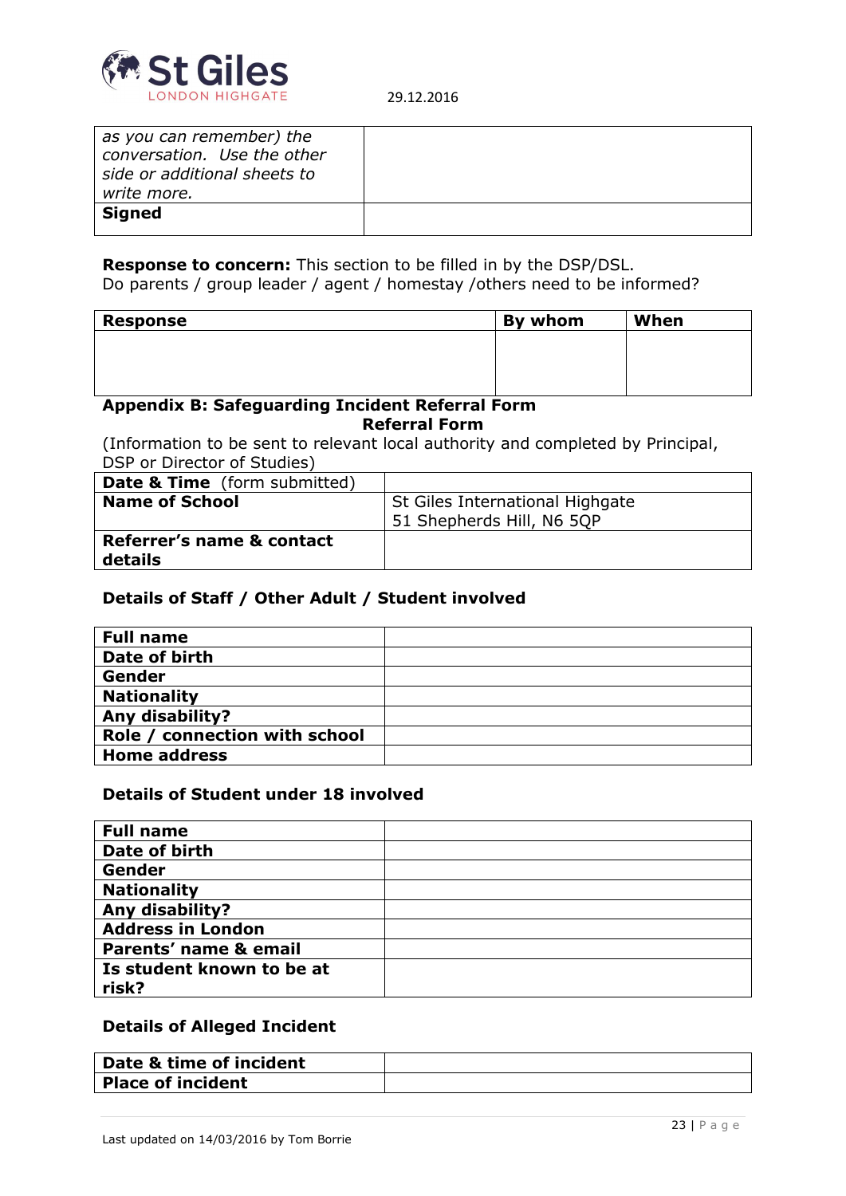| *as you can remember) the conversation. Use the other side or additional sheets to write more.* | |
|---|---|
| **Signed** | |

**Response to concern:** This section to be filled in by the DSP/DSL.
Do parents / group leader / agent / homestay /others need to be informed?

| Response | By whom | When |
|---|---|---|
| | | |

**Appendix B: Safeguarding Incident Referral Form**

**Referral Form**

(Information to be sent to relevant local authority and completed by Principal, DSP or Director of Studies)

| **Date & Time** (form submitted) | |
|---|---|
| **Name of School** | St Giles International Highgate<br>51 Shepherds Hill, N6 5QP |
| **Referrer's name & contact details** | |

**Details of Staff / Other Adult / Student involved**

| **Full name** | |
|---|---|
| **Date of birth** | |
| **Gender** | |
| **Nationality** | |
| **Any disability?** | |
| **Role / connection with school** | |
| **Home address** | |

**Details of Student under 18 involved**

| **Full name** | |
|---|---|
| **Date of birth** | |
| **Gender** | |
| **Nationality** | |
| **Any disability?** | |
| **Address in London** | |
| **Parents' name & email** | |
| **Is student known to be at risk?** | |

**Details of Alleged Incident**

| **Date & time of incident** | |
|---|---|
| **Place of incident** | |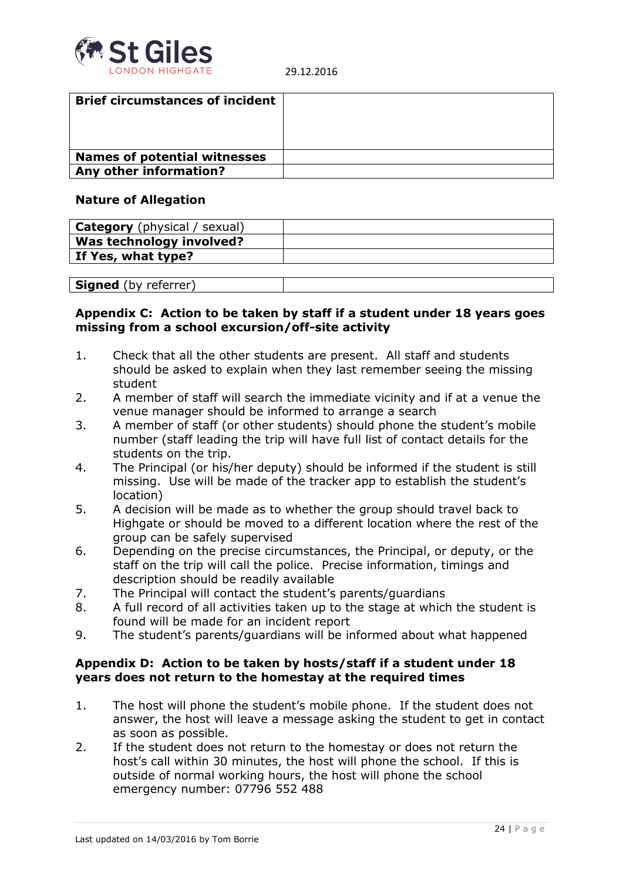| Brief circumstances of incident | |
|---|---|
| Names of potential witnesses | |
| Any other information? | |

**Nature of Allegation**

| **Category** (physical / sexual) | |
|---|---|
| **Was technology involved?** | |
| **If Yes, what type?** | |

| **Signed** (by referrer) | |
|---|---|

**Appendix C: Action to be taken by staff if a student under 18 years goes missing from a school excursion/off-site activity**

1. Check that all the other students are present. All staff and students should be asked to explain when they last remember seeing the missing student
2. A member of staff will search the immediate vicinity and if at a venue the venue manager should be informed to arrange a search
3. A member of staff (or other students) should phone the student's mobile number (staff leading the trip will have full list of contact details for the students on the trip.
4. The Principal (or his/her deputy) should be informed if the student is still missing. Use will be made of the tracker app to establish the student's location)
5. A decision will be made as to whether the group should travel back to Highgate or should be moved to a different location where the rest of the group can be safely supervised
6. Depending on the precise circumstances, the Principal, or deputy, or the staff on the trip will call the police. Precise information, timings and description should be readily available
7. The Principal will contact the student's parents/guardians
8. A full record of all activities taken up to the stage at which the student is found will be made for an incident report
9. The student's parents/guardians will be informed about what happened

**Appendix D: Action to be taken by hosts/staff if a student under 18 years does not return to the homestay at the required times**

1. The host will phone the student's mobile phone. If the student does not answer, the host will leave a message asking the student to get in contact as soon as possible.
2. If the student does not return to the homestay or does not return the host's call within 30 minutes, the host will phone the school. If this is outside of normal working hours, the host will phone the school emergency number: 07796 552 488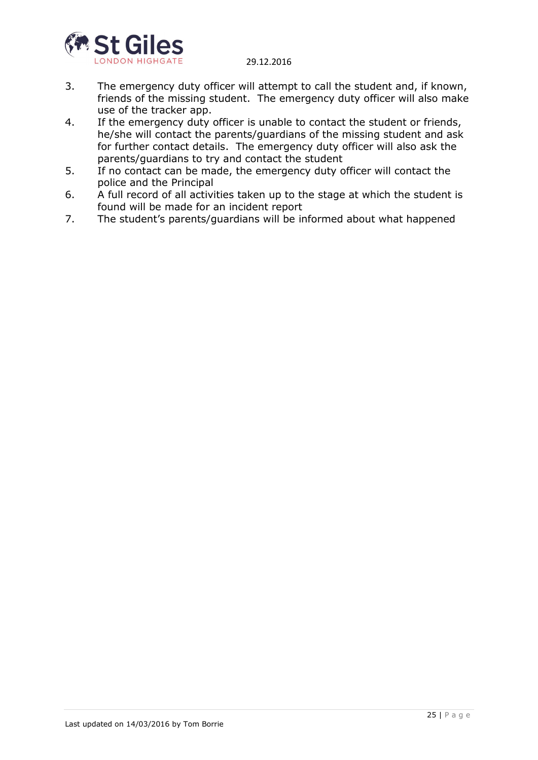3. The emergency duty officer will attempt to call the student and, if known, friends of the missing student. The emergency duty officer will also make use of the tracker app.
4. If the emergency duty officer is unable to contact the student or friends, he/she will contact the parents/guardians of the missing student and ask for further contact details. The emergency duty officer will also ask the parents/guardians to try and contact the student
5. If no contact can be made, the emergency duty officer will contact the police and the Principal
6. A full record of all activities taken up to the stage at which the student is found will be made for an incident report
7. The student's parents/guardians will be informed about what happened